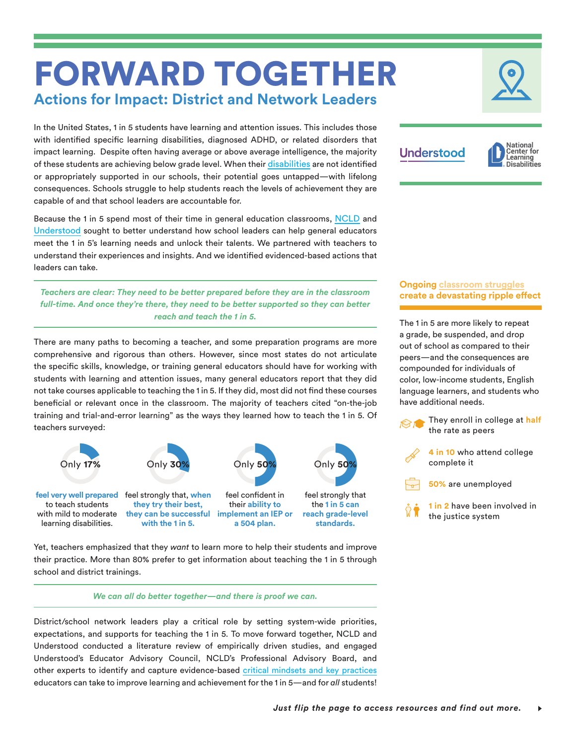# FORWARD TOGETHER

## Actions for Impact: District and Network Leaders

In the United States, 1 in 5 students have learning and attention issues. This includes those with identified specific learning disabilities, diagnosed ADHD, or related disorders that impact learning. Despite often having average or above average intelligence, the majority of these students are achieving below grade level. When their disabilities are not identified or appropriately supported in our schools, their potential goes untapped—with lifelong consequences. Schools struggle to help students reach the levels of achievement they are capable of and that school leaders are accountable for.

Because the 1 in 5 spend most of their time in general education classrooms, NCLD and Understood sought to better understand how school leaders can help general educators meet the 1 in 5's learning needs and unlock their talents. We partnered with teachers to understand their experiences and insights. And we identified evidenced-based actions that leaders can take.

*Teachers are clear: They need to be better prepared before they are in the classroom full-time. And once they're there, they need to be better supported so they can better reach and teach the 1 in 5.*

There are many paths to becoming a teacher, and some preparation programs are more comprehensive and rigorous than others. However, since most states do not articulate the specific skills, knowledge, or training general educators should have for working with students with learning and attention issues, many general educators report that they did not take courses applicable to teaching the 1 in 5. If they did, most did not find these courses beneficial or relevant once in the classroom. The majority of teachers cited "on-the-job training and trial-and-error learning" as the ways they learned how to teach the 1 in 5. Of teachers surveyed:

- Only **17%** **feel very well prepared** to teach students with mild to moderate learning disabilities.
- Only **30%** feel strongly that, **when they try their best, they can be successful with the 1 in 5.**
- Only **50%** feel confident in their **ability to implement an IEP or a 504 plan.**
- Only **50%** feel strongly that the **1 in 5 can reach grade-level standards.**

Yet, teachers emphasized that they *want* to learn more to help their students and improve their practice. More than 80% prefer to get information about teaching the 1 in 5 through school and district trainings.

*We can all do better together—and there is proof we can.*

District/school network leaders play a critical role by setting system-wide priorities, expectations, and supports for teaching the 1 in 5. To move forward together, NCLD and Understood conducted a literature review of empirically driven studies, and engaged Understood's Educator Advisory Council, NCLD's Professional Advisory Board, and other experts to identify and capture evidence-based critical mindsets and key practices educators can take to improve learning and achievement for the 1 in 5—and for *all* students!

### Ongoing classroom struggles create a devastating ripple effect

The 1 in 5 are more likely to repeat a grade, be suspended, and drop out of school as compared to their peers—and the consequences are compounded for individuals of color, low-income students, English language learners, and students who have additional needs.

- They enroll in college at **half** the rate as peers
- **4 in 10** who attend college complete it
- **50%** are unemployed
- **1 in 2** have been involved in the justice system

***Just flip the page to access resources and find out more.***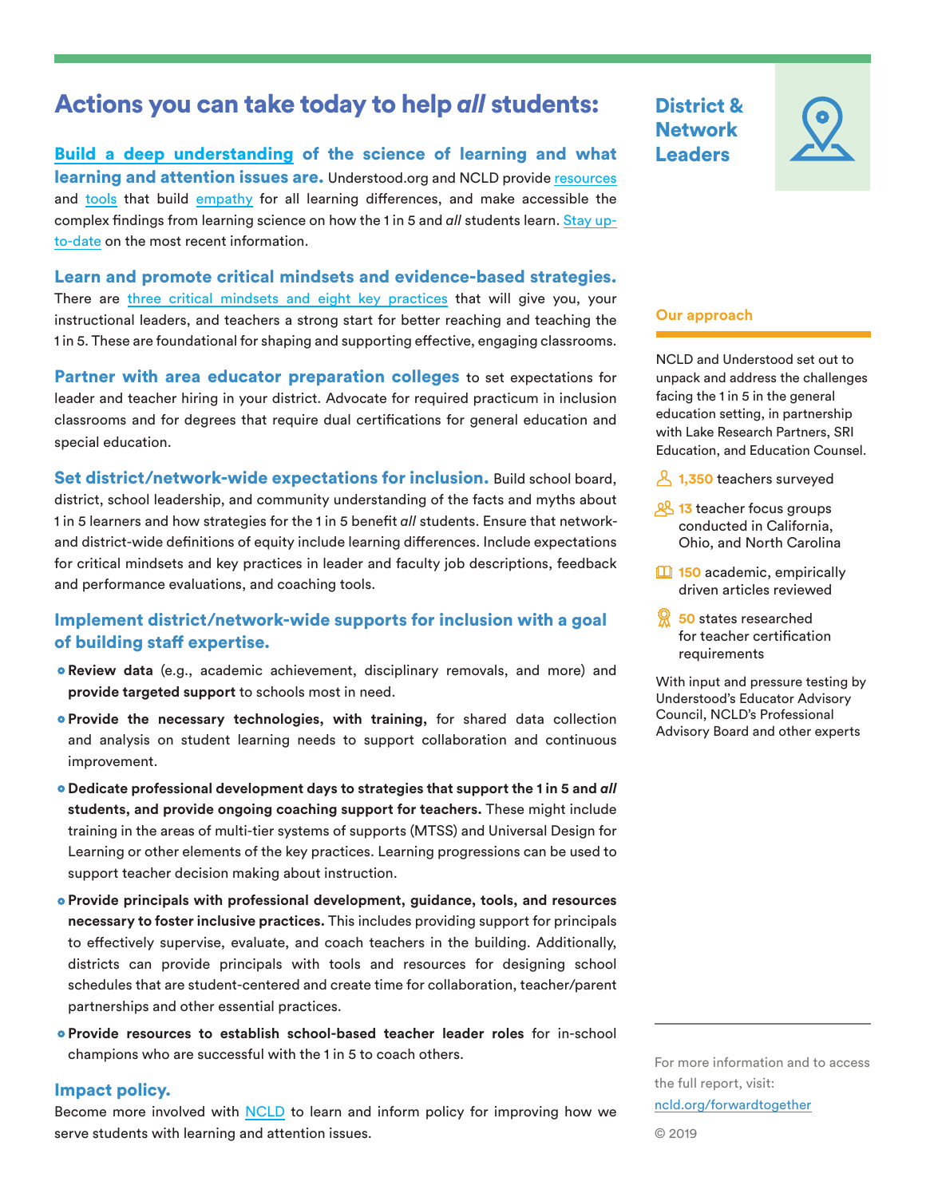# Actions you can take today to help *all* students:

**Build a deep understanding of the science of learning and what learning and attention issues are.** Understood.org and NCLD provide resources and tools that build empathy for all learning differences, and make accessible the complex findings from learning science on how the 1 in 5 and *all* students learn. Stay up-to-date on the most recent information.

**Learn and promote critical mindsets and evidence-based strategies.** There are three critical mindsets and eight key practices that will give you, your instructional leaders, and teachers a strong start for better reaching and teaching the 1 in 5. These are foundational for shaping and supporting effective, engaging classrooms.

**Partner with area educator preparation colleges** to set expectations for leader and teacher hiring in your district. Advocate for required practicum in inclusion classrooms and for degrees that require dual certifications for general education and special education.

**Set district/network-wide expectations for inclusion.** Build school board, district, school leadership, and community understanding of the facts and myths about 1 in 5 learners and how strategies for the 1 in 5 benefit *all* students. Ensure that network- and district-wide definitions of equity include learning differences. Include expectations for critical mindsets and key practices in leader and faculty job descriptions, feedback and performance evaluations, and coaching tools.

### Implement district/network-wide supports for inclusion with a goal of building staff expertise.

- **Review data** (e.g., academic achievement, disciplinary removals, and more) and **provide targeted support** to schools most in need.
- **Provide the necessary technologies, with training,** for shared data collection and analysis on student learning needs to support collaboration and continuous improvement.
- **Dedicate professional development days to strategies that support the 1 in 5 and *all* students, and provide ongoing coaching support for teachers.** These might include training in the areas of multi-tier systems of supports (MTSS) and Universal Design for Learning or other elements of the key practices. Learning progressions can be used to support teacher decision making about instruction.
- **Provide principals with professional development, guidance, tools, and resources necessary to foster inclusive practices.** This includes providing support for principals to effectively supervise, evaluate, and coach teachers in the building. Additionally, districts can provide principals with tools and resources for designing school schedules that are student-centered and create time for collaboration, teacher/parent partnerships and other essential practices.
- **Provide resources to establish school-based teacher leader roles** for in-school champions who are successful with the 1 in 5 to coach others.

### Impact policy.

Become more involved with NCLD to learn and inform policy for improving how we serve students with learning and attention issues.

## District & Network Leaders

### Our approach

NCLD and Understood set out to unpack and address the challenges facing the 1 in 5 in the general education setting, in partnership with Lake Research Partners, SRI Education, and Education Counsel.

- **1,350** teachers surveyed
- **13** teacher focus groups conducted in California, Ohio, and North Carolina
- **150** academic, empirically driven articles reviewed
- **50** states researched for teacher certification requirements

With input and pressure testing by Understood's Educator Advisory Council, NCLD's Professional Advisory Board and other experts

For more information and to access the full report, visit: ncld.org/forwardtogether

© 2019